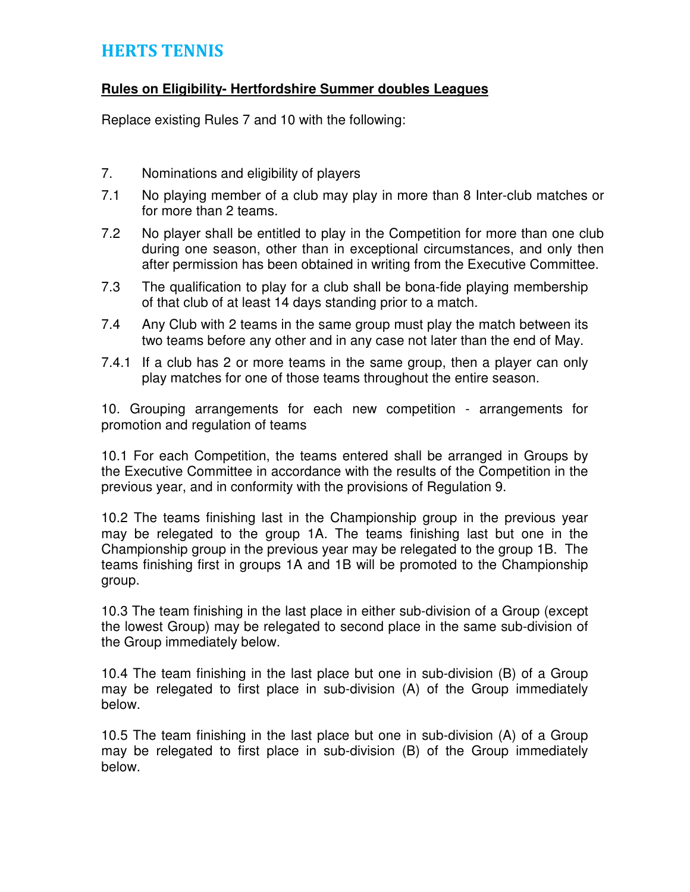# HERTS TENNIS

**Rules on Eligibility- Hertfordshire Summer doubles Leagues**

Replace existing Rules 7 and 10 with the following:

7. Nominations and eligibility of players

7.1 No playing member of a club may play in more than 8 Inter-club matches or for more than 2 teams.

7.2 No player shall be entitled to play in the Competition for more than one club during one season, other than in exceptional circumstances, and only then after permission has been obtained in writing from the Executive Committee.

7.3 The qualification to play for a club shall be bona-fide playing membership of that club of at least 14 days standing prior to a match.

7.4 Any Club with 2 teams in the same group must play the match between its two teams before any other and in any case not later than the end of May.

7.4.1 If a club has 2 or more teams in the same group, then a player can only play matches for one of those teams throughout the entire season.

10. Grouping arrangements for each new competition - arrangements for promotion and regulation of teams

10.1 For each Competition, the teams entered shall be arranged in Groups by the Executive Committee in accordance with the results of the Competition in the previous year, and in conformity with the provisions of Regulation 9.

10.2 The teams finishing last in the Championship group in the previous year may be relegated to the group 1A. The teams finishing last but one in the Championship group in the previous year may be relegated to the group 1B. The teams finishing first in groups 1A and 1B will be promoted to the Championship group.

10.3 The team finishing in the last place in either sub-division of a Group (except the lowest Group) may be relegated to second place in the same sub-division of the Group immediately below.

10.4 The team finishing in the last place but one in sub-division (B) of a Group may be relegated to first place in sub-division (A) of the Group immediately below.

10.5 The team finishing in the last place but one in sub-division (A) of a Group may be relegated to first place in sub-division (B) of the Group immediately below.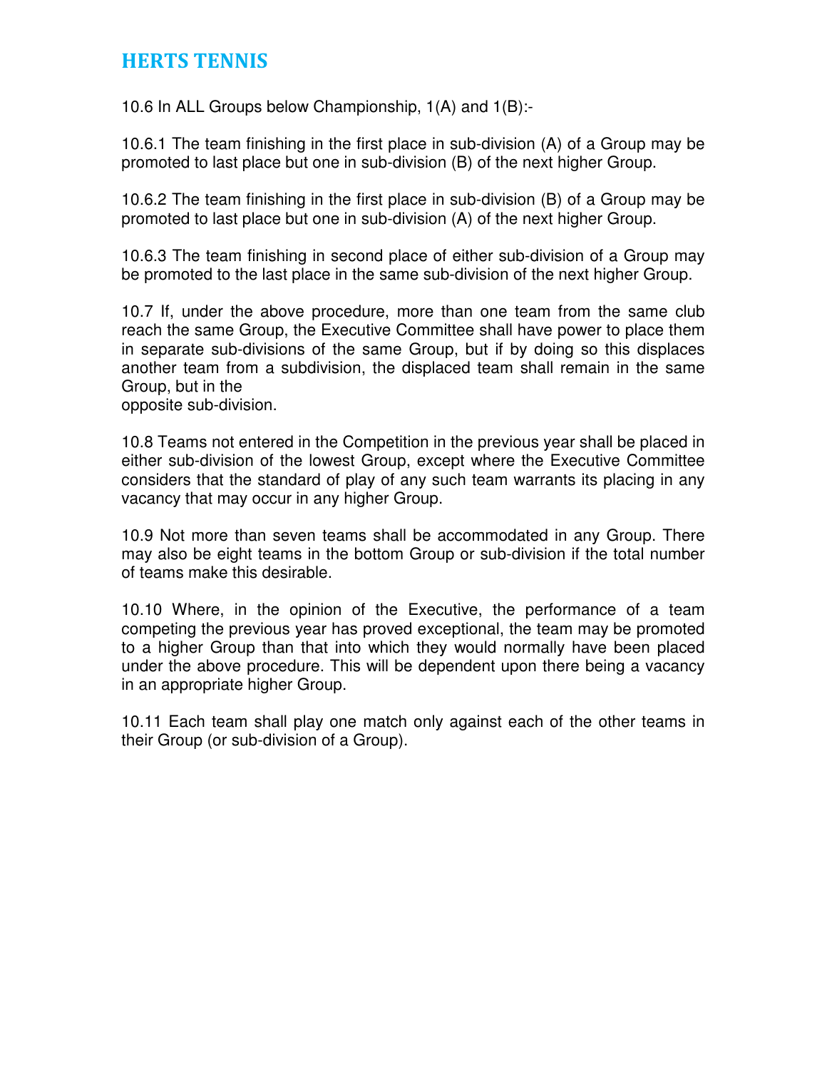10.6 In ALL Groups below Championship, 1(A) and 1(B):-

10.6.1 The team finishing in the first place in sub-division (A) of a Group may be promoted to last place but one in sub-division (B) of the next higher Group.

10.6.2 The team finishing in the first place in sub-division (B) of a Group may be promoted to last place but one in sub-division (A) of the next higher Group.

10.6.3 The team finishing in second place of either sub-division of a Group may be promoted to the last place in the same sub-division of the next higher Group.

10.7 If, under the above procedure, more than one team from the same club reach the same Group, the Executive Committee shall have power to place them in separate sub-divisions of the same Group, but if by doing so this displaces another team from a subdivision, the displaced team shall remain in the same Group, but in the opposite sub-division.

10.8 Teams not entered in the Competition in the previous year shall be placed in either sub-division of the lowest Group, except where the Executive Committee considers that the standard of play of any such team warrants its placing in any vacancy that may occur in any higher Group.

10.9 Not more than seven teams shall be accommodated in any Group. There may also be eight teams in the bottom Group or sub-division if the total number of teams make this desirable.

10.10 Where, in the opinion of the Executive, the performance of a team competing the previous year has proved exceptional, the team may be promoted to a higher Group than that into which they would normally have been placed under the above procedure. This will be dependent upon there being a vacancy in an appropriate higher Group.

10.11 Each team shall play one match only against each of the other teams in their Group (or sub-division of a Group).